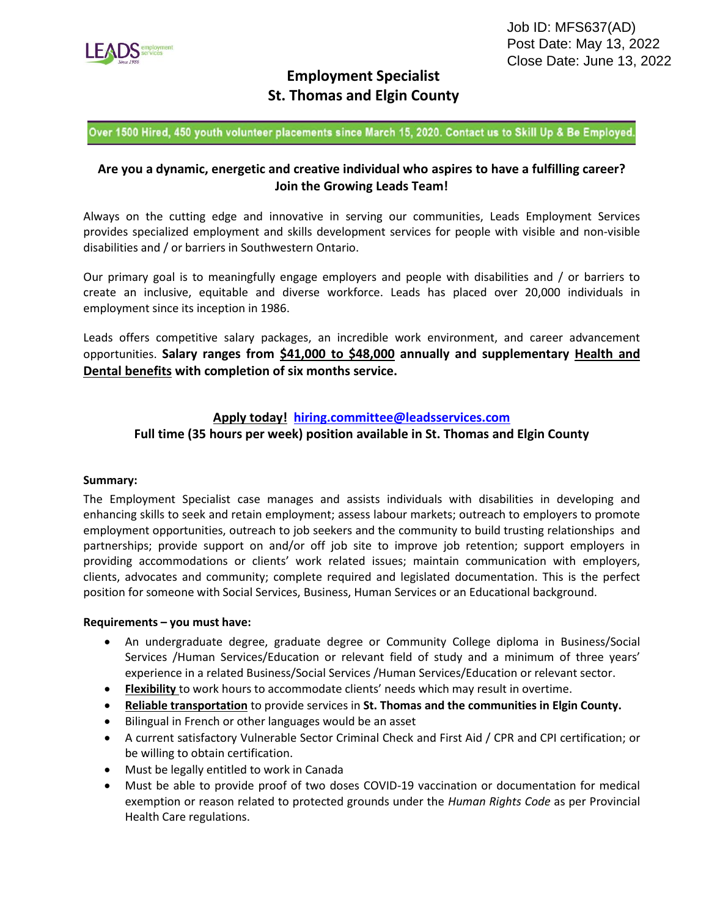Job ID: MFS637(AD)
Post Date: May 13, 2022
Close Date: June 13, 2022

# Employment Specialist
# St. Thomas and Elgin County

**Over 1500 Hired, 450 youth volunteer placements since March 15, 2020. Contact us to Skill Up & Be Employed.**

**Are you a dynamic, energetic and creative individual who aspires to have a fulfilling career? Join the Growing Leads Team!**

Always on the cutting edge and innovative in serving our communities, Leads Employment Services provides specialized employment and skills development services for people with visible and non-visible disabilities and / or barriers in Southwestern Ontario.

Our primary goal is to meaningfully engage employers and people with disabilities and / or barriers to create an inclusive, equitable and diverse workforce. Leads has placed over 20,000 individuals in employment since its inception in 1986.

Leads offers competitive salary packages, an incredible work environment, and career advancement opportunities. **Salary ranges from $41,000 to $48,000 annually and supplementary Health and Dental benefits with completion of six months service.**

**Apply today! hiring.committee@leadsservices.com**
**Full time (35 hours per week) position available in St. Thomas and Elgin County**

**Summary:**
The Employment Specialist case manages and assists individuals with disabilities in developing and enhancing skills to seek and retain employment; assess labour markets; outreach to employers to promote employment opportunities, outreach to job seekers and the community to build trusting relationships and partnerships; provide support on and/or off job site to improve job retention; support employers in providing accommodations or clients' work related issues; maintain communication with employers, clients, advocates and community; complete required and legislated documentation. This is the perfect position for someone with Social Services, Business, Human Services or an Educational background.

**Requirements – you must have:**

- An undergraduate degree, graduate degree or Community College diploma in Business/Social Services /Human Services/Education or relevant field of study and a minimum of three years' experience in a related Business/Social Services /Human Services/Education or relevant sector.
- **Flexibility** to work hours to accommodate clients' needs which may result in overtime.
- **Reliable transportation** to provide services in **St. Thomas and the communities in Elgin County.**
- Bilingual in French or other languages would be an asset
- A current satisfactory Vulnerable Sector Criminal Check and First Aid / CPR and CPI certification; or be willing to obtain certification.
- Must be legally entitled to work in Canada
- Must be able to provide proof of two doses COVID-19 vaccination or documentation for medical exemption or reason related to protected grounds under the *Human Rights Code* as per Provincial Health Care regulations.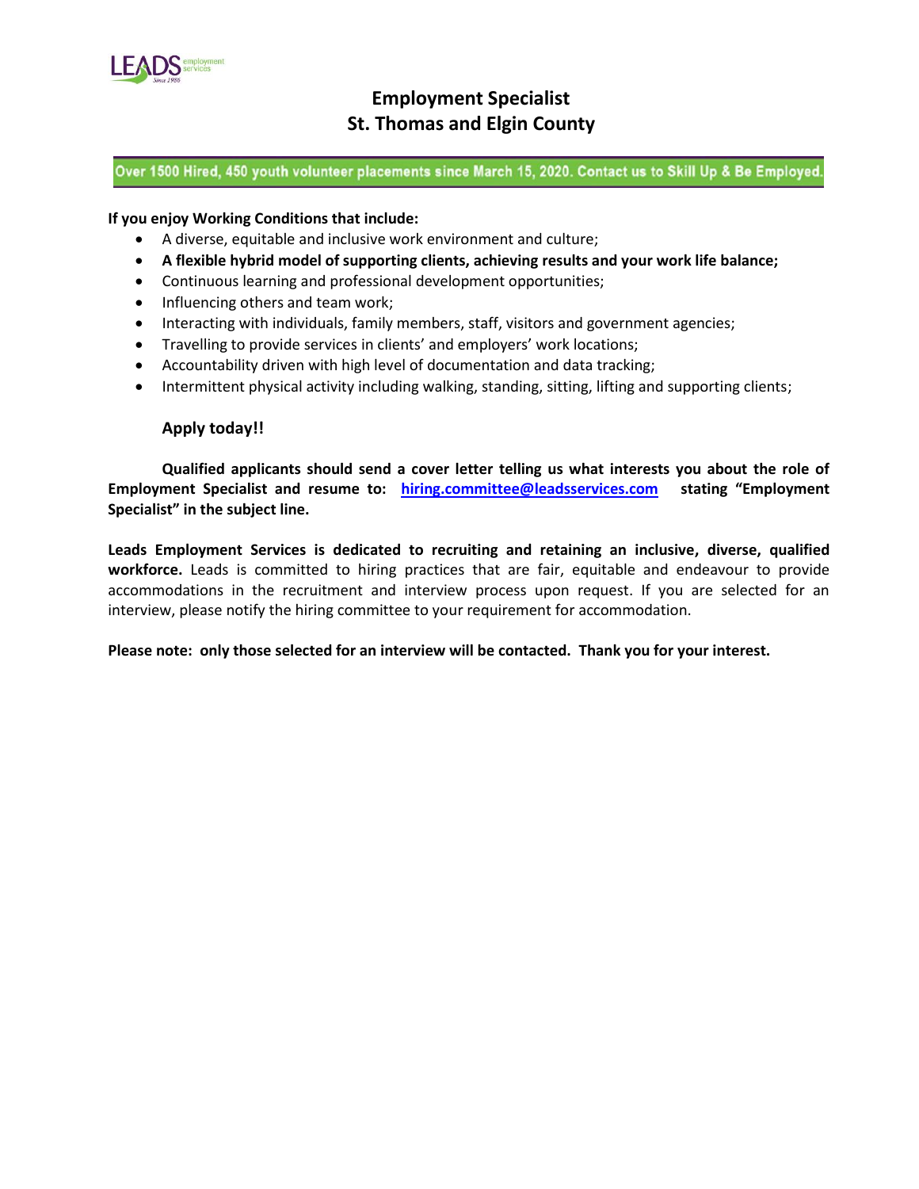## Employment Specialist
## St. Thomas and Elgin County

Over 1500 Hired, 450 youth volunteer placements since March 15, 2020. Contact us to Skill Up & Be Employed.

**If you enjoy Working Conditions that include:**

- A diverse, equitable and inclusive work environment and culture;
- **A flexible hybrid model of supporting clients, achieving results and your work life balance;**
- Continuous learning and professional development opportunities;
- Influencing others and team work;
- Interacting with individuals, family members, staff, visitors and government agencies;
- Travelling to provide services in clients' and employers' work locations;
- Accountability driven with high level of documentation and data tracking;
- Intermittent physical activity including walking, standing, sitting, lifting and supporting clients;

**Apply today!!**

**Qualified applicants should send a cover letter telling us what interests you about the role of Employment Specialist and resume to: [hiring.committee@leadsservices.com](mailto:hiring.committee@leadsservices.com) stating "Employment Specialist" in the subject line.**

**Leads Employment Services is dedicated to recruiting and retaining an inclusive, diverse, qualified workforce.** Leads is committed to hiring practices that are fair, equitable and endeavour to provide accommodations in the recruitment and interview process upon request. If you are selected for an interview, please notify the hiring committee to your requirement for accommodation.

**Please note: only those selected for an interview will be contacted. Thank you for your interest.**